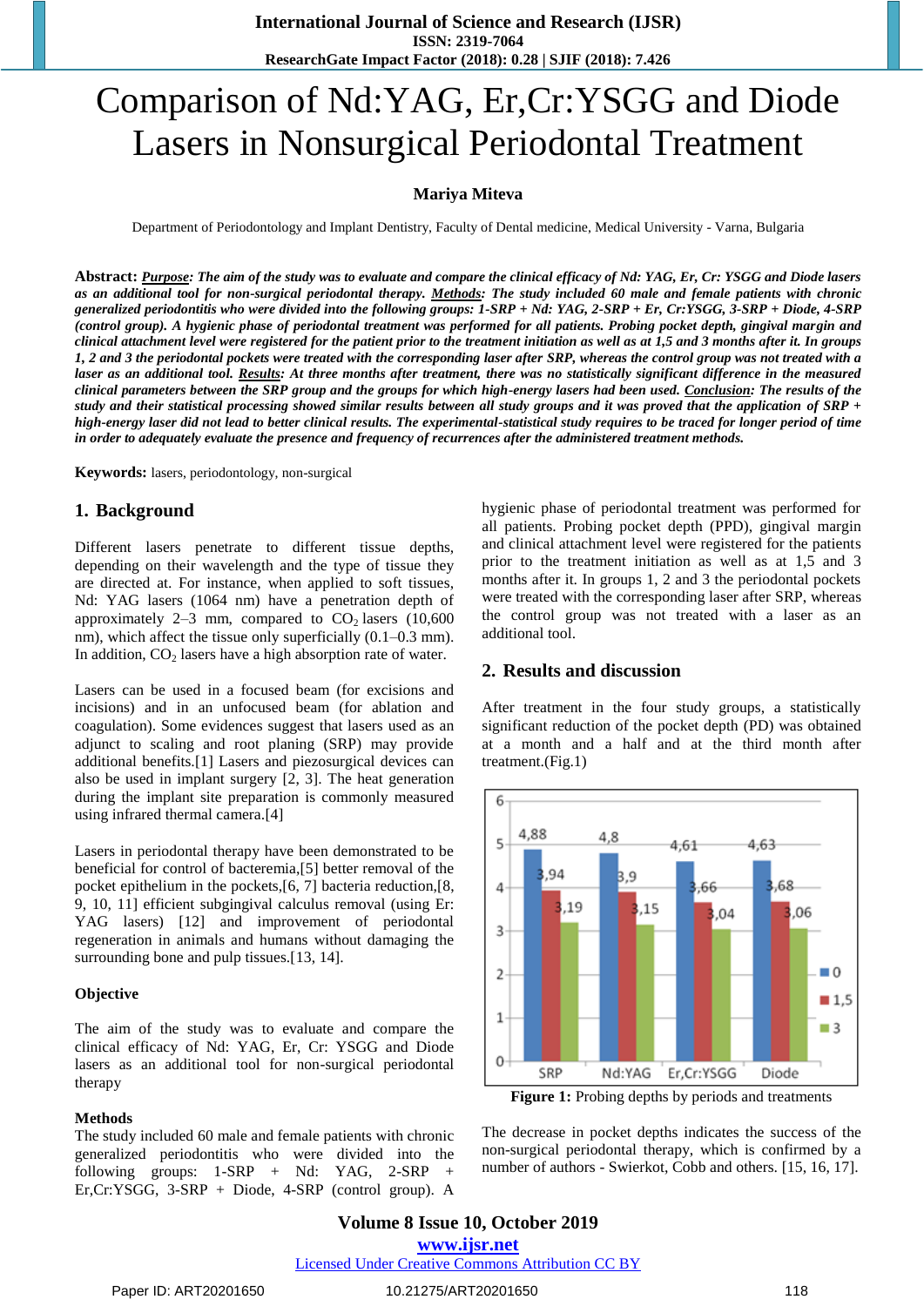# Comparison of Nd:YAG, Er,Cr:YSGG and Diode Lasers in Nonsurgical Periodontal Treatment

**Mariya Miteva**

Department of Periodontology and Implant Dentistry, Faculty of Dental medicine, Medical University - Varna, Bulgaria

**Abstract:** ***Purpose**: The aim of the study was to evaluate and compare the clinical efficacy of Nd: YAG, Er, Cr: YSGG and Diode lasers as an additional tool for non-surgical periodontal therapy. **Methods**: The study included 60 male and female patients with chronic generalized periodontitis who were divided into the following groups: 1-SRP + Nd: YAG, 2-SRP + Er, Cr:YSGG, 3-SRP + Diode, 4-SRP (control group). A hygienic phase of periodontal treatment was performed for all patients. Probing pocket depth, gingival margin and clinical attachment level were registered for the patient prior to the treatment initiation as well as at 1,5 and 3 months after it. In groups 1, 2 and 3 the periodontal pockets were treated with the corresponding laser after SRP, whereas the control group was not treated with a laser as an additional tool. **Results**: At three months after treatment, there was no statistically significant difference in the measured clinical parameters between the SRP group and the groups for which high-energy lasers had been used. **Conclusion**: The results of the study and their statistical processing showed similar results between all study groups and it was proved that the application of SRP + high-energy laser did not lead to better clinical results. The experimental-statistical study requires to be traced for longer period of time in order to adequately evaluate the presence and frequency of recurrences after the administered treatment methods.*

**Keywords:** lasers, periodontology, non-surgical

## 1. Background

Different lasers penetrate to different tissue depths, depending on their wavelength and the type of tissue they are directed at. For instance, when applied to soft tissues, Nd: YAG lasers (1064 nm) have a penetration depth of approximately 2–3 mm, compared to $CO_2$ lasers (10,600 nm), which affect the tissue only superficially (0.1–0.3 mm). In addition, $CO_2$ lasers have a high absorption rate of water.

Lasers can be used in a focused beam (for excisions and incisions) and in an unfocused beam (for ablation and coagulation). Some evidences suggest that lasers used as an adjunct to scaling and root planing (SRP) may provide additional benefits.[1] Lasers and piezosurgical devices can also be used in implant surgery [2, 3]. The heat generation during the implant site preparation is commonly measured using infrared thermal camera.[4]

Lasers in periodontal therapy have been demonstrated to be beneficial for control of bacteremia,[5] better removal of the pocket epithelium in the pockets,[6, 7] bacteria reduction,[8, 9, 10, 11] efficient subgingival calculus removal (using Er: YAG lasers) [12] and improvement of periodontal regeneration in animals and humans without damaging the surrounding bone and pulp tissues.[13, 14].

### Objective

The aim of the study was to evaluate and compare the clinical efficacy of Nd: YAG, Er, Cr: YSGG and Diode lasers as an additional tool for non-surgical periodontal therapy

### Methods

The study included 60 male and female patients with chronic generalized periodontitis who were divided into the following groups: 1-SRP + Nd: YAG, 2-SRP + Er,Cr:YSGG, 3-SRP + Diode, 4-SRP (control group). A hygienic phase of periodontal treatment was performed for all patients. Probing pocket depth (PPD), gingival margin and clinical attachment level were registered for the patients prior to the treatment initiation as well as at 1,5 and 3 months after it. In groups 1, 2 and 3 the periodontal pockets were treated with the corresponding laser after SRP, whereas the control group was not treated with a laser as an additional tool.

## 2. Results and discussion

After treatment in the four study groups, a statistically significant reduction of the pocket depth (PD) was obtained at a month and a half and at the third month after treatment.(Fig.1)

| | SRP | Nd:YAG | Er,Cr:YSGG | Diode |
|---|---|---|---|---|
| 0 | 4,88 | 4,8 | 4,61 | 4,63 |
| 1,5 | 3,94 | 3,9 | 3,66 | 3,68 |
| 3 | 3,19 | 3,15 | 3,04 | 3,06 |

**Figure 1:** Probing depths by periods and treatments

The decrease in pocket depths indicates the success of the non-surgical periodontal therapy, which is confirmed by a number of authors - Swierkot, Cobb and others. [15, 16, 17].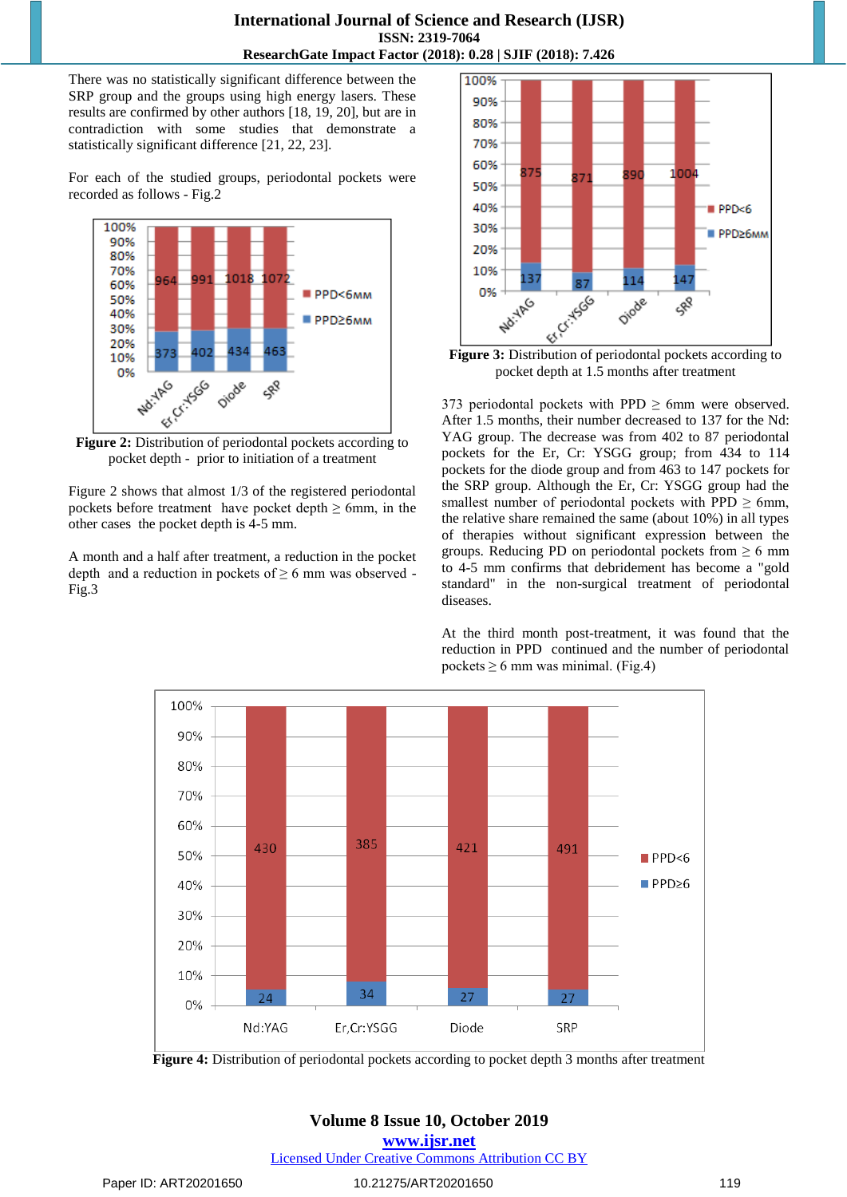There was no statistically significant difference between the SRP group and the groups using high energy lasers. These results are confirmed by other authors [18, 19, 20], but are in contradiction with some studies that demonstrate a statistically significant difference [21, 22, 23].

For each of the studied groups, periodontal pockets were recorded as follows - Fig.2

**Figure 2:** Distribution of periodontal pockets according to pocket depth - prior to initiation of a treatment

Figure 2 shows that almost 1/3 of the registered periodontal pockets before treatment have pocket depth ≥ 6mm, in the other cases the pocket depth is 4-5 mm.

A month and a half after treatment, a reduction in the pocket depth and a reduction in pockets of ≥ 6 mm was observed - Fig.3

**Figure 3:** Distribution of periodontal pockets according to pocket depth at 1.5 months after treatment

373 periodontal pockets with PPD ≥ 6mm were observed. After 1.5 months, their number decreased to 137 for the Nd: YAG group. The decrease was from 402 to 87 periodontal pockets for the Er, Cr: YSGG group; from 434 to 114 pockets for the diode group and from 463 to 147 pockets for the SRP group. Although the Er, Cr: YSGG group had the smallest number of periodontal pockets with PPD ≥ 6mm, the relative share remained the same (about 10%) in all types of therapies without significant expression between the groups. Reducing PD on periodontal pockets from ≥ 6 mm to 4-5 mm confirms that debridement has become a "gold standard" in the non-surgical treatment of periodontal diseases.

At the third month post-treatment, it was found that the reduction in PPD continued and the number of periodontal pockets ≥ 6 mm was minimal. (Fig.4)

**Figure 4:** Distribution of periodontal pockets according to pocket depth 3 months after treatment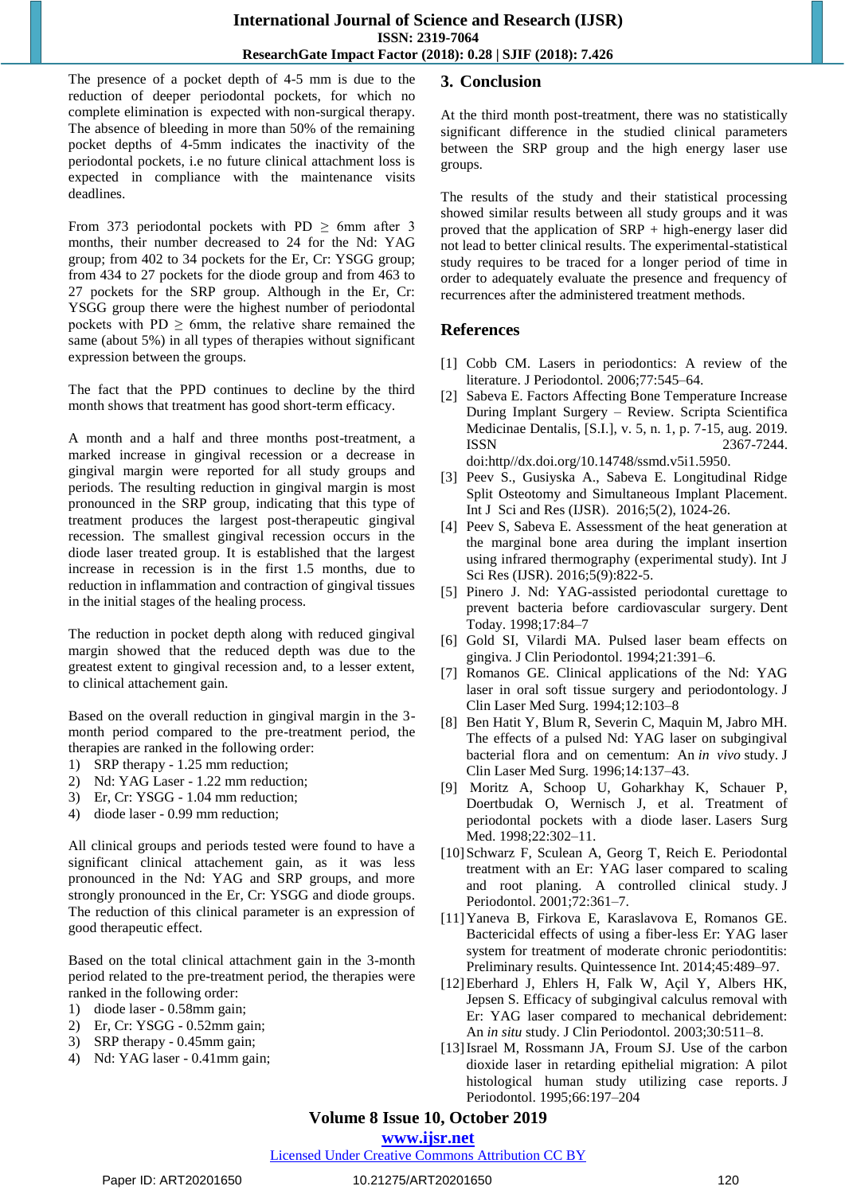The presence of a pocket depth of 4-5 mm is due to the reduction of deeper periodontal pockets, for which no complete elimination is expected with non-surgical therapy. The absence of bleeding in more than 50% of the remaining pocket depths of 4-5mm indicates the inactivity of the periodontal pockets, i.e no future clinical attachment loss is expected in compliance with the maintenance visits deadlines.

From 373 periodontal pockets with PD ≥ 6mm after 3 months, their number decreased to 24 for the Nd: YAG group; from 402 to 34 pockets for the Er, Cr: YSGG group; from 434 to 27 pockets for the diode group and from 463 to 27 pockets for the SRP group. Although in the Er, Cr: YSGG group there were the highest number of periodontal pockets with PD ≥ 6mm, the relative share remained the same (about 5%) in all types of therapies without significant expression between the groups.

The fact that the PPD continues to decline by the third month shows that treatment has good short-term efficacy.

A month and a half and three months post-treatment, a marked increase in gingival recession or a decrease in gingival margin were reported for all study groups and periods. The resulting reduction in gingival margin is most pronounced in the SRP group, indicating that this type of treatment produces the largest post-therapeutic gingival recession. The smallest gingival recession occurs in the diode laser treated group. It is established that the largest increase in recession is in the first 1.5 months, due to reduction in inflammation and contraction of gingival tissues in the initial stages of the healing process.

The reduction in pocket depth along with reduced gingival margin showed that the reduced depth was due to the greatest extent to gingival recession and, to a lesser extent, to clinical attachement gain.

Based on the overall reduction in gingival margin in the 3-month period compared to the pre-treatment period, the therapies are ranked in the following order:

1) SRP therapy - 1.25 mm reduction;
2) Nd: YAG Laser - 1.22 mm reduction;
3) Er, Cr: YSGG - 1.04 mm reduction;
4) diode laser - 0.99 mm reduction;

All clinical groups and periods tested were found to have a significant clinical attachement gain, as it was less pronounced in the Nd: YAG and SRP groups, and more strongly pronounced in the Er, Cr: YSGG and diode groups. The reduction of this clinical parameter is an expression of good therapeutic effect.

Based on the total clinical attachment gain in the 3-month period related to the pre-treatment period, the therapies were ranked in the following order:

1) diode laser - 0.58mm gain;
2) Er, Cr: YSGG - 0.52mm gain;
3) SRP therapy - 0.45mm gain;
4) Nd: YAG laser - 0.41mm gain;

## 3. Conclusion

At the third month post-treatment, there was no statistically significant difference in the studied clinical parameters between the SRP group and the high energy laser use groups.

The results of the study and their statistical processing showed similar results between all study groups and it was proved that the application of SRP + high-energy laser did not lead to better clinical results. The experimental-statistical study requires to be traced for a longer period of time in order to adequately evaluate the presence and frequency of recurrences after the administered treatment methods.

## References

[1] Cobb CM. Lasers in periodontics: A review of the literature. J Periodontol. 2006;77:545–64.

[2] Sabeva E. Factors Affecting Bone Temperature Increase During Implant Surgery – Review. Scripta Scientifica Medicinae Dentalis, [S.I.], v. 5, n. 1, p. 7-15, aug. 2019. ISSN 2367-7244. doi:http//dx.doi.org/10.14748/ssmd.v5i1.5950.

[3] Peev S., Gusiyska A., Sabeva E. Longitudinal Ridge Split Osteotomy and Simultaneous Implant Placement. Int J Sci and Res (IJSR). 2016;5(2), 1024-26.

[4] Peev S, Sabeva E. Assessment of the heat generation at the marginal bone area during the implant insertion using infrared thermography (experimental study). Int J Sci Res (IJSR). 2016;5(9):822-5.

[5] Pinero J. Nd: YAG-assisted periodontal curettage to prevent bacteria before cardiovascular surgery. Dent Today. 1998;17:84–7

[6] Gold SI, Vilardi MA. Pulsed laser beam effects on gingiva. J Clin Periodontol. 1994;21:391–6.

[7] Romanos GE. Clinical applications of the Nd: YAG laser in oral soft tissue surgery and periodontology. J Clin Laser Med Surg. 1994;12:103–8

[8] Ben Hatit Y, Blum R, Severin C, Maquin M, Jabro MH. The effects of a pulsed Nd: YAG laser on subgingival bacterial flora and on cementum: An *in vivo* study. J Clin Laser Med Surg. 1996;14:137–43.

[9] Moritz A, Schoop U, Goharkhay K, Schauer P, Doertbudak O, Wernisch J, et al. Treatment of periodontal pockets with a diode laser. Lasers Surg Med. 1998;22:302–11.

[10] Schwarz F, Sculean A, Georg T, Reich E. Periodontal treatment with an Er: YAG laser compared to scaling and root planing. A controlled clinical study. J Periodontol. 2001;72:361–7.

[11] Yaneva B, Firkova E, Karaslavova E, Romanos GE. Bactericidal effects of using a fiber-less Er: YAG laser system for treatment of moderate chronic periodontitis: Preliminary results. Quintessence Int. 2014;45:489–97.

[12] Eberhard J, Ehlers H, Falk W, Açil Y, Albers HK, Jepsen S. Efficacy of subgingival calculus removal with Er: YAG laser compared to mechanical debridement: An *in situ* study. J Clin Periodontol. 2003;30:511–8.

[13] Israel M, Rossmann JA, Froum SJ. Use of the carbon dioxide laser in retarding epithelial migration: A pilot histological human study utilizing case reports. J Periodontol. 1995;66:197–204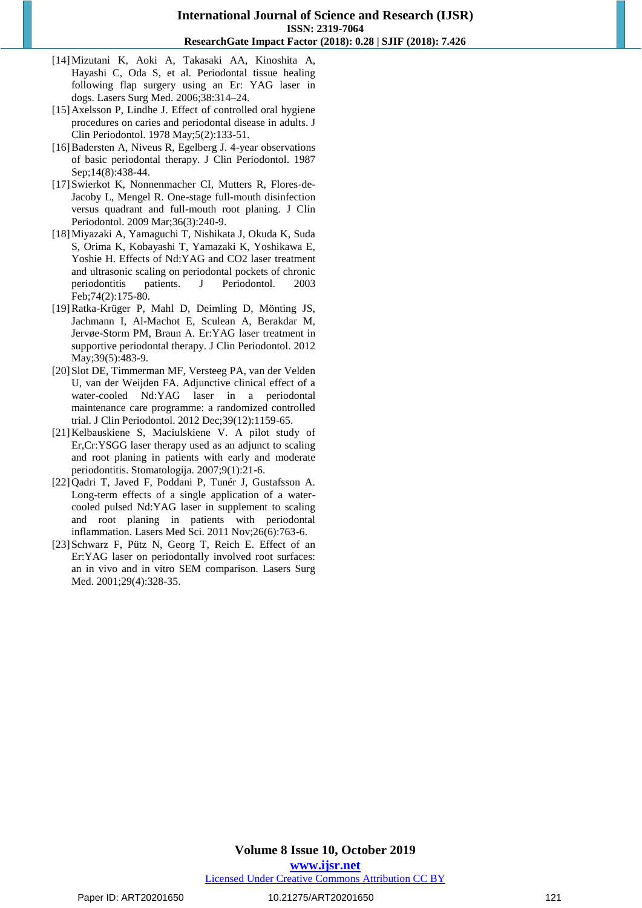[14] Mizutani K, Aoki A, Takasaki AA, Kinoshita A, Hayashi C, Oda S, et al. Periodontal tissue healing following flap surgery using an Er: YAG laser in dogs. Lasers Surg Med. 2006;38:314–24.

[15] Axelsson P, Lindhe J. Effect of controlled oral hygiene procedures on caries and periodontal disease in adults. J Clin Periodontol. 1978 May;5(2):133-51.

[16] Badersten A, Niveus R, Egelberg J. 4-year observations of basic periodontal therapy. J Clin Periodontol. 1987 Sep;14(8):438-44.

[17] Swierkot K, Nonnenmacher CI, Mutters R, Flores-de-Jacoby L, Mengel R. One-stage full-mouth disinfection versus quadrant and full-mouth root planing. J Clin Periodontol. 2009 Mar;36(3):240-9.

[18] Miyazaki A, Yamaguchi T, Nishikata J, Okuda K, Suda S, Orima K, Kobayashi T, Yamazaki K, Yoshikawa E, Yoshie H. Effects of Nd:YAG and CO2 laser treatment and ultrasonic scaling on periodontal pockets of chronic periodontitis patients. J Periodontol. 2003 Feb;74(2):175-80.

[19] Ratka-Krüger P, Mahl D, Deimling D, Mönting JS, Jachmann I, Al-Machot E, Sculean A, Berakdar M, Jervøe-Storm PM, Braun A. Er:YAG laser treatment in supportive periodontal therapy. J Clin Periodontol. 2012 May;39(5):483-9.

[20] Slot DE, Timmerman MF, Versteeg PA, van der Velden U, van der Weijden FA. Adjunctive clinical effect of a water-cooled Nd:YAG laser in a periodontal maintenance care programme: a randomized controlled trial. J Clin Periodontol. 2012 Dec;39(12):1159-65.

[21] Kelbauskiene S, Maciulskiene V. A pilot study of Er,Cr:YSGG laser therapy used as an adjunct to scaling and root planing in patients with early and moderate periodontitis. Stomatologija. 2007;9(1):21-6.

[22] Qadri T, Javed F, Poddani P, Tunér J, Gustafsson A. Long-term effects of a single application of a water-cooled pulsed Nd:YAG laser in supplement to scaling and root planing in patients with periodontal inflammation. Lasers Med Sci. 2011 Nov;26(6):763-6.

[23] Schwarz F, Pütz N, Georg T, Reich E. Effect of an Er:YAG laser on periodontally involved root surfaces: an in vivo and in vitro SEM comparison. Lasers Surg Med. 2001;29(4):328-35.